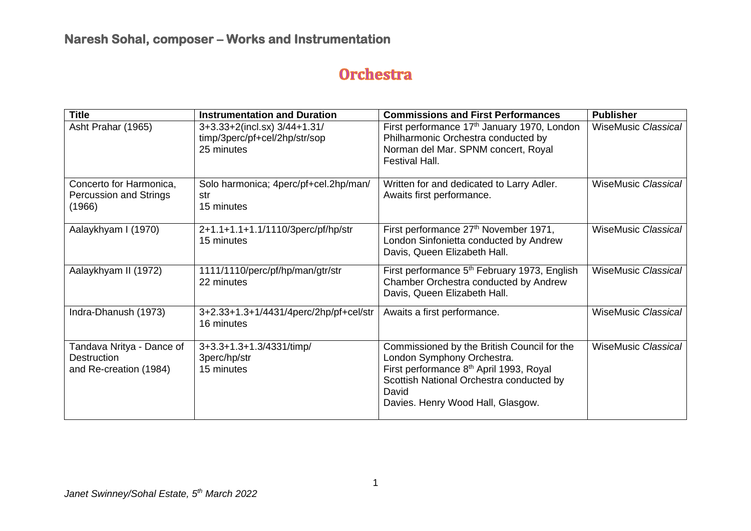# Naresh Sohal, composer – Works and Instrumentation

## Orchestra

| Title | Instrumentation and Duration | Commissions and First Performances | Publisher |
|---|---|---|---|
| Asht Prahar (1965) | 3+3.33+2(incl.sx) 3/44+1.31/ timp/3perc/pf+cel/2hp/str/sop 25 minutes | First performance 17th January 1970, London Philharmonic Orchestra conducted by Norman del Mar. SPNM concert, Royal Festival Hall. | WiseMusic *Classical* |
| Concerto for Harmonica, Percussion and Strings (1966) | Solo harmonica; 4perc/pf+cel.2hp/man/ str 15 minutes | Written for and dedicated to Larry Adler. Awaits first performance. | WiseMusic *Classical* |
| Aalaykhyam I (1970) | 2+1.1+1.1+1.1/1110/3perc/pf/hp/str 15 minutes | First performance 27th November 1971, London Sinfonietta conducted by Andrew Davis, Queen Elizabeth Hall. | WiseMusic *Classical* |
| Aalaykhyam II (1972) | 1111/1110/perc/pf/hp/man/gtr/str 22 minutes | First performance 5th February 1973, English Chamber Orchestra conducted by Andrew Davis, Queen Elizabeth Hall. | WiseMusic *Classical* |
| Indra-Dhanush (1973) | 3+2.33+1.3+1/4431/4perc/2hp/pf+cel/str 16 minutes | Awaits a first performance. | WiseMusic *Classical* |
| Tandava Nritya - Dance of Destruction and Re-creation (1984) | 3+3.3+1.3+1.3/4331/timp/ 3perc/hp/str 15 minutes | Commissioned by the British Council for the London Symphony Orchestra. First performance 8th April 1993, Royal Scottish National Orchestra conducted by David Davies. Henry Wood Hall, Glasgow. | WiseMusic *Classical* |

*Janet Swinney/Sohal Estate, 5th March 2022*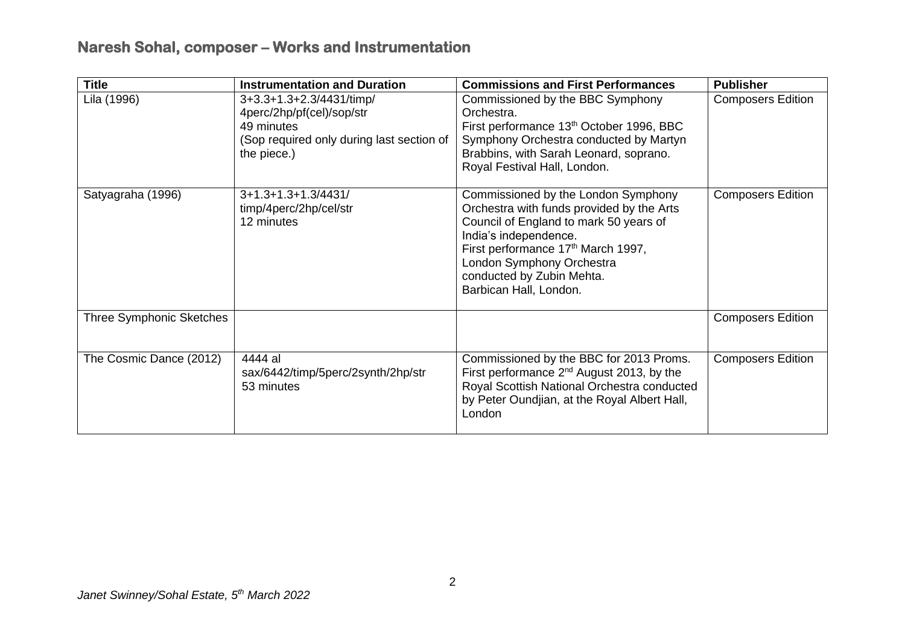## Naresh Sohal, composer – Works and Instrumentation

| Title | Instrumentation and Duration | Commissions and First Performances | Publisher |
|---|---|---|---|
| Lila (1996) | 3+3.3+1.3+2.3/4431/timp/ 4perc/2hp/pf(cel)/sop/str 49 minutes (Sop required only during last section of the piece.) | Commissioned by the BBC Symphony Orchestra. First performance 13th October 1996, BBC Symphony Orchestra conducted by Martyn Brabbins, with Sarah Leonard, soprano. Royal Festival Hall, London. | Composers Edition |
| Satyagraha (1996) | 3+1.3+1.3+1.3/4431/ timp/4perc/2hp/cel/str 12 minutes | Commissioned by the London Symphony Orchestra with funds provided by the Arts Council of England to mark 50 years of India's independence. First performance 17th March 1997, London Symphony Orchestra conducted by Zubin Mehta. Barbican Hall, London. | Composers Edition |
| Three Symphonic Sketches | | | Composers Edition |
| The Cosmic Dance (2012) | 4444 al sax/6442/timp/5perc/2synth/2hp/str 53 minutes | Commissioned by the BBC for 2013 Proms. First performance 2nd August 2013, by the Royal Scottish National Orchestra conducted by Peter Oundjian, at the Royal Albert Hall, London | Composers Edition |

*Janet Swinney/Sohal Estate, 5th March 2022*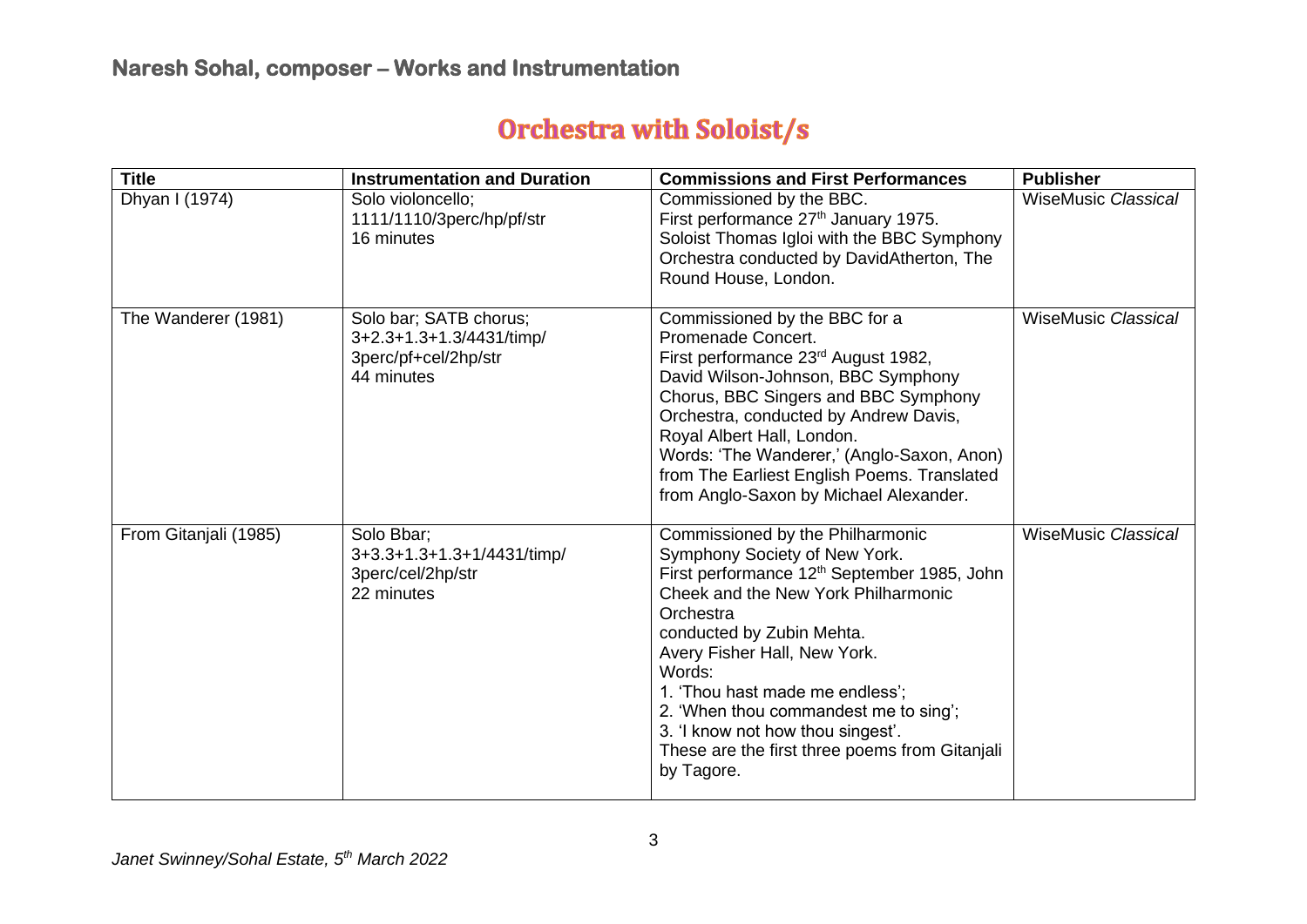## Orchestra with Soloist/s

| Title | Instrumentation and Duration | Commissions and First Performances | Publisher |
|---|---|---|---|
| Dhyan I (1974) | Solo violoncello;<br>1111/1110/3perc/hp/pf/str<br>16 minutes | Commissioned by the BBC.<br>First performance 27th January 1975.<br>Soloist Thomas Igloi with the BBC Symphony Orchestra conducted by DavidAtherton, The Round House, London. | WiseMusic *Classical* |
| The Wanderer (1981) | Solo bar; SATB chorus;<br>3+2.3+1.3+1.3/4431/timp/<br>3perc/pf+cel/2hp/str<br>44 minutes | Commissioned by the BBC for a Promenade Concert.<br>First performance 23rd August 1982, David Wilson-Johnson, BBC Symphony Chorus, BBC Singers and BBC Symphony Orchestra, conducted by Andrew Davis, Royal Albert Hall, London.<br>Words: 'The Wanderer,' (Anglo-Saxon, Anon) from The Earliest English Poems. Translated from Anglo-Saxon by Michael Alexander. | WiseMusic *Classical* |
| From Gitanjali (1985) | Solo Bbar;<br>3+3.3+1.3+1.3+1/4431/timp/<br>3perc/cel/2hp/str<br>22 minutes | Commissioned by the Philharmonic Symphony Society of New York.<br>First performance 12th September 1985, John Cheek and the New York Philharmonic Orchestra<br>conducted by Zubin Mehta.<br>Avery Fisher Hall, New York.<br>Words:<br>1. 'Thou hast made me endless';<br>2. 'When thou commandest me to sing';<br>3. 'I know not how thou singest'.<br>These are the first three poems from Gitanjali by Tagore. | WiseMusic *Classical* |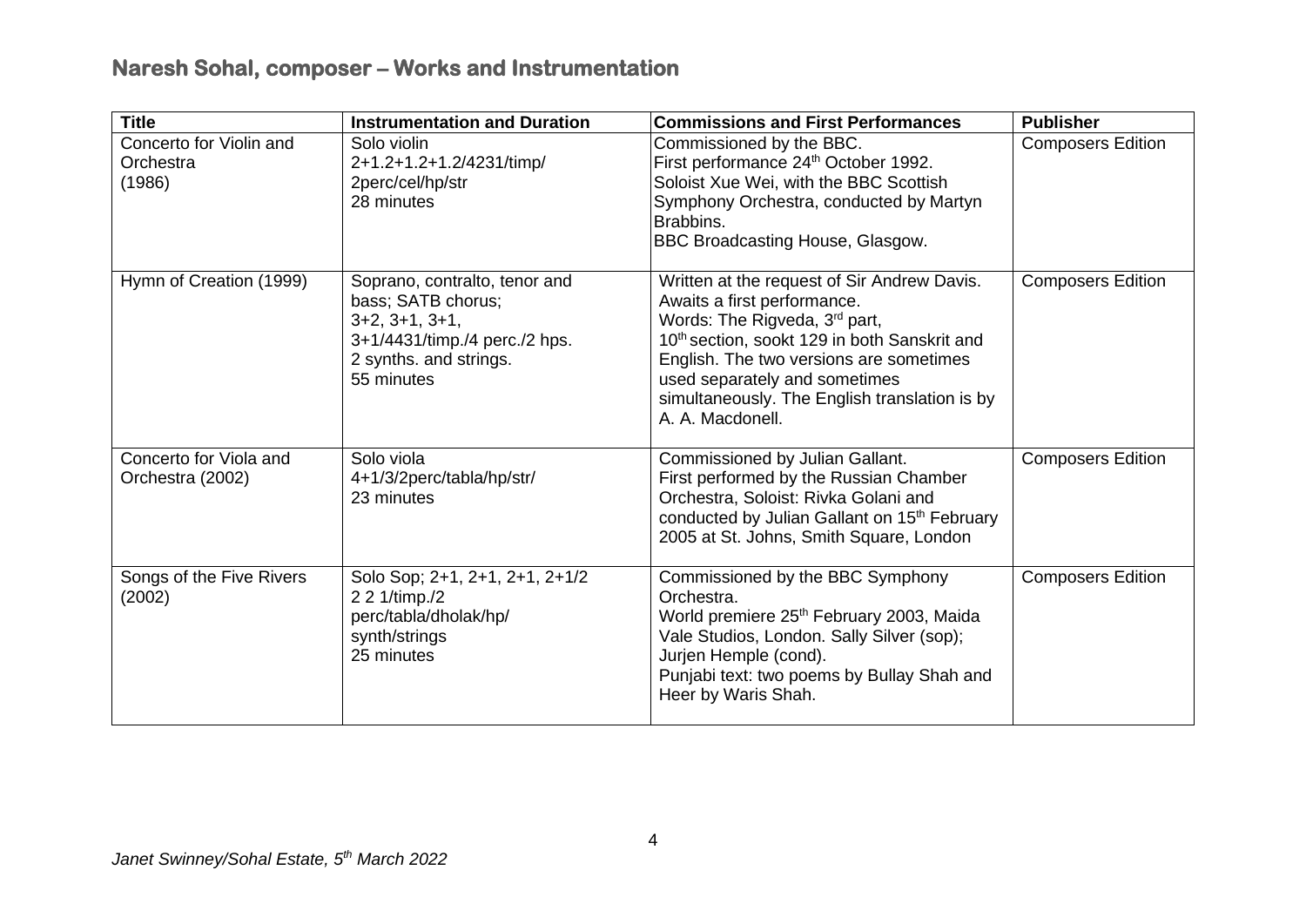## Naresh Sohal, composer – Works and Instrumentation

| Title | Instrumentation and Duration | Commissions and First Performances | Publisher |
|---|---|---|---|
| Concerto for Violin and Orchestra (1986) | Solo violin 2+1.2+1.2+1.2/4231/timp/ 2perc/cel/hp/str 28 minutes | Commissioned by the BBC. First performance 24th October 1992. Soloist Xue Wei, with the BBC Scottish Symphony Orchestra, conducted by Martyn Brabbins. BBC Broadcasting House, Glasgow. | Composers Edition |
| Hymn of Creation (1999) | Soprano, contralto, tenor and bass; SATB chorus; 3+2, 3+1, 3+1, 3+1/4431/timp./4 perc./2 hps. 2 synths. and strings. 55 minutes | Written at the request of Sir Andrew Davis. Awaits a first performance. Words: The Rigveda, 3rd part, 10th section, sookt 129 in both Sanskrit and English. The two versions are sometimes used separately and sometimes simultaneously. The English translation is by A. A. Macdonell. | Composers Edition |
| Concerto for Viola and Orchestra (2002) | Solo viola 4+1/3/2perc/tabla/hp/str/ 23 minutes | Commissioned by Julian Gallant. First performed by the Russian Chamber Orchestra, Soloist: Rivka Golani and conducted by Julian Gallant on 15th February 2005 at St. Johns, Smith Square, London | Composers Edition |
| Songs of the Five Rivers (2002) | Solo Sop; 2+1, 2+1, 2+1, 2+1/2 2 2 1/timp./2 perc/tabla/dholak/hp/ synth/strings 25 minutes | Commissioned by the BBC Symphony Orchestra. World premiere 25th February 2003, Maida Vale Studios, London. Sally Silver (sop); Jurjen Hemple (cond). Punjabi text: two poems by Bullay Shah and Heer by Waris Shah. | Composers Edition |

*Janet Swinney/Sohal Estate, 5th March 2022*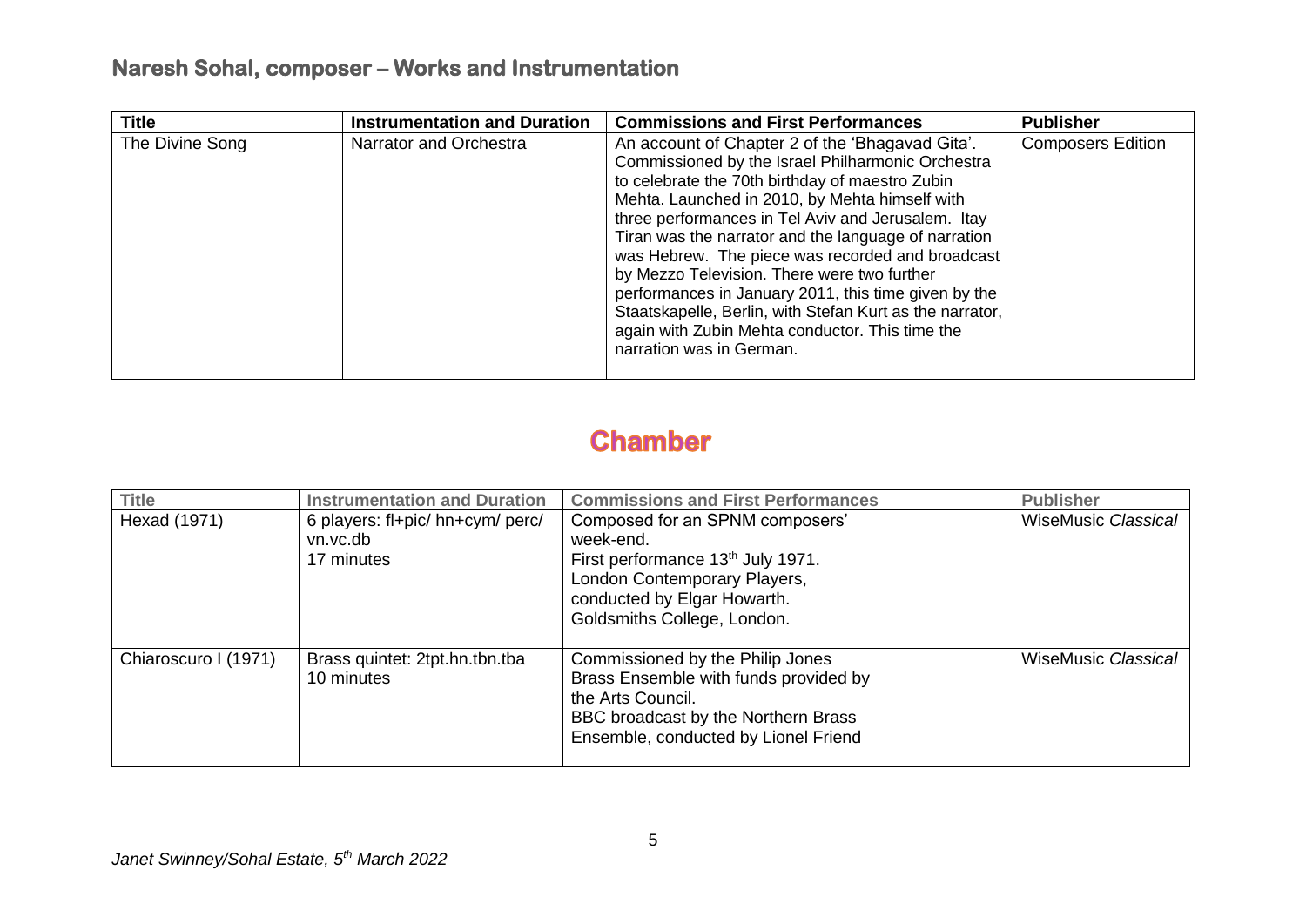## Naresh Sohal, composer – Works and Instrumentation

| Title | Instrumentation and Duration | Commissions and First Performances | Publisher |
|---|---|---|---|
| The Divine Song | Narrator and Orchestra | An account of Chapter 2 of the 'Bhagavad Gita'. Commissioned by the Israel Philharmonic Orchestra to celebrate the 70th birthday of maestro Zubin Mehta. Launched in 2010, by Mehta himself with three performances in Tel Aviv and Jerusalem. Itay Tiran was the narrator and the language of narration was Hebrew. The piece was recorded and broadcast by Mezzo Television. There were two further performances in January 2011, this time given by the Staatskapelle, Berlin, with Stefan Kurt as the narrator, again with Zubin Mehta conductor. This time the narration was in German. | Composers Edition |

# Chamber

| Title | Instrumentation and Duration | Commissions and First Performances | Publisher |
|---|---|---|---|
| Hexad (1971) | 6 players: fl+pic/ hn+cym/ perc/ vn.vc.db<br>17 minutes | Composed for an SPNM composers' week-end.<br>First performance 13th July 1971.<br>London Contemporary Players, conducted by Elgar Howarth.<br>Goldsmiths College, London. | WiseMusic *Classical* |
| Chiaroscuro I (1971) | Brass quintet: 2tpt.hn.tbn.tba<br>10 minutes | Commissioned by the Philip Jones Brass Ensemble with funds provided by the Arts Council.<br>BBC broadcast by the Northern Brass Ensemble, conducted by Lionel Friend | WiseMusic *Classical* |

*Janet Swinney/Sohal Estate, 5th March 2022*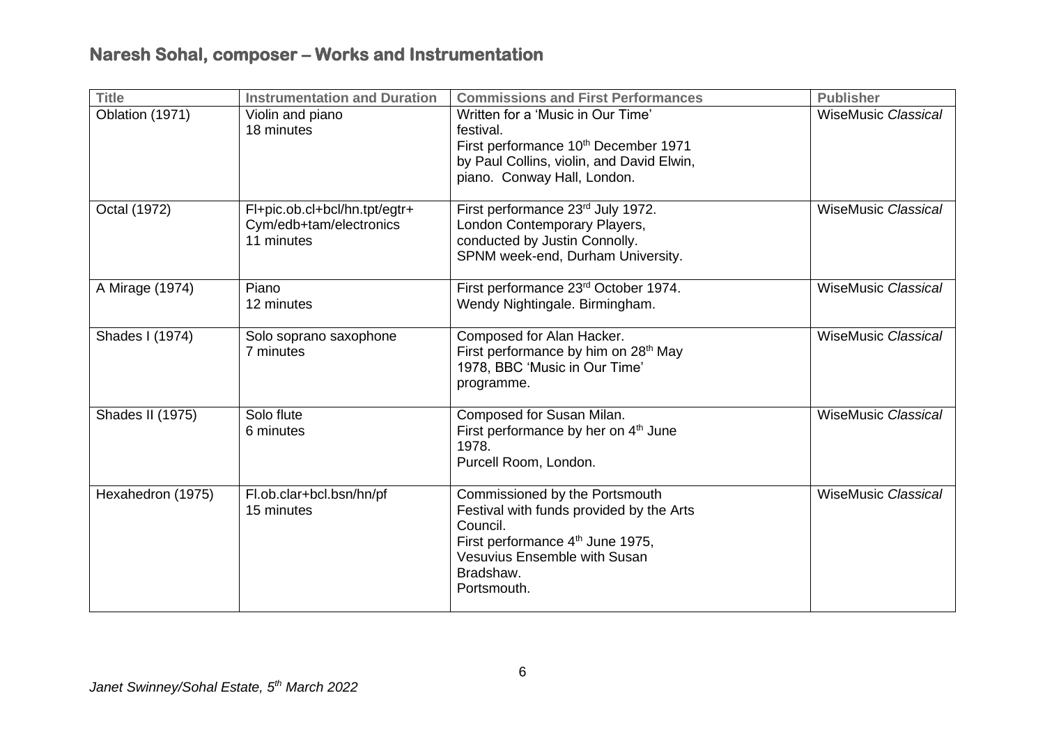## Naresh Sohal, composer – Works and Instrumentation

| Title | Instrumentation and Duration | Commissions and First Performances | Publisher |
|---|---|---|---|
| Oblation (1971) | Violin and piano<br>18 minutes | Written for a 'Music in Our Time' festival.<br>First performance 10th December 1971 by Paul Collins, violin, and David Elwin, piano. Conway Hall, London. | WiseMusic *Classical* |
| Octal (1972) | Fl+pic.ob.cl+bcl/hn.tpt/egtr+ Cym/edb+tam/electronics<br>11 minutes | First performance 23rd July 1972.<br>London Contemporary Players, conducted by Justin Connolly.<br>SPNM week-end, Durham University. | WiseMusic *Classical* |
| A Mirage (1974) | Piano<br>12 minutes | First performance 23rd October 1974.<br>Wendy Nightingale. Birmingham. | WiseMusic *Classical* |
| Shades I (1974) | Solo soprano saxophone<br>7 minutes | Composed for Alan Hacker.<br>First performance by him on 28th May 1978, BBC 'Music in Our Time' programme. | WiseMusic *Classical* |
| Shades II (1975) | Solo flute<br>6 minutes | Composed for Susan Milan.<br>First performance by her on 4th June 1978.<br>Purcell Room, London. | WiseMusic *Classical* |
| Hexahedron (1975) | Fl.ob.clar+bcl.bsn/hn/pf<br>15 minutes | Commissioned by the Portsmouth Festival with funds provided by the Arts Council.<br>First performance 4th June 1975, Vesuvius Ensemble with Susan Bradshaw.<br>Portsmouth. | WiseMusic *Classical* |

*Janet Swinney/Sohal Estate, 5th March 2022*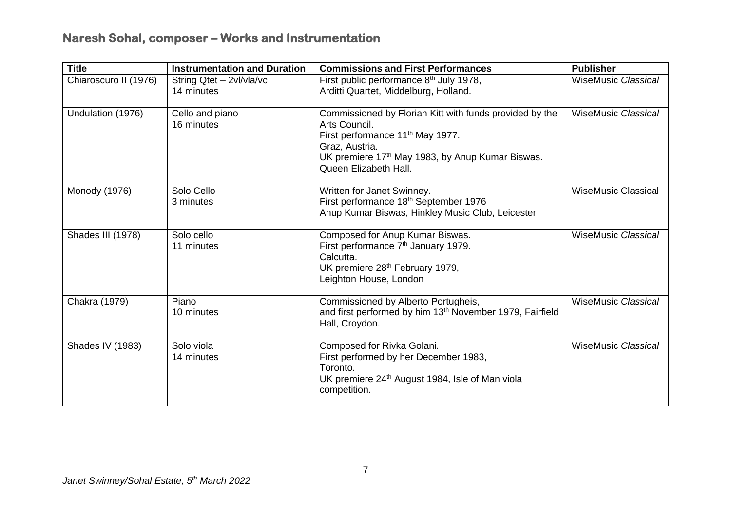## Naresh Sohal, composer – Works and Instrumentation

| Title | Instrumentation and Duration | Commissions and First Performances | Publisher |
|---|---|---|---|
| Chiaroscuro II (1976) | String Qtet – 2vl/vla/vc<br>14 minutes | First public performance 8th July 1978,<br>Arditti Quartet, Middelburg, Holland. | WiseMusic *Classical* |
| Undulation (1976) | Cello and piano<br>16 minutes | Commissioned by Florian Kitt with funds provided by the Arts Council.<br>First performance 11th May 1977.<br>Graz, Austria.<br>UK premiere 17th May 1983, by Anup Kumar Biswas.<br>Queen Elizabeth Hall. | WiseMusic *Classical* |
| Monody (1976) | Solo Cello<br>3 minutes | Written for Janet Swinney.<br>First performance 18th September 1976<br>Anup Kumar Biswas, Hinkley Music Club, Leicester | WiseMusic Classical |
| Shades III (1978) | Solo cello<br>11 minutes | Composed for Anup Kumar Biswas.<br>First performance 7th January 1979.<br>Calcutta.<br>UK premiere 28th February 1979,<br>Leighton House, London | WiseMusic *Classical* |
| Chakra (1979) | Piano<br>10 minutes | Commissioned by Alberto Portugheis,<br>and first performed by him 13th November 1979, Fairfield Hall, Croydon. | WiseMusic *Classical* |
| Shades IV (1983) | Solo viola<br>14 minutes | Composed for Rivka Golani.<br>First performed by her December 1983,<br>Toronto.<br>UK premiere 24th August 1984, Isle of Man viola competition. | WiseMusic *Classical* |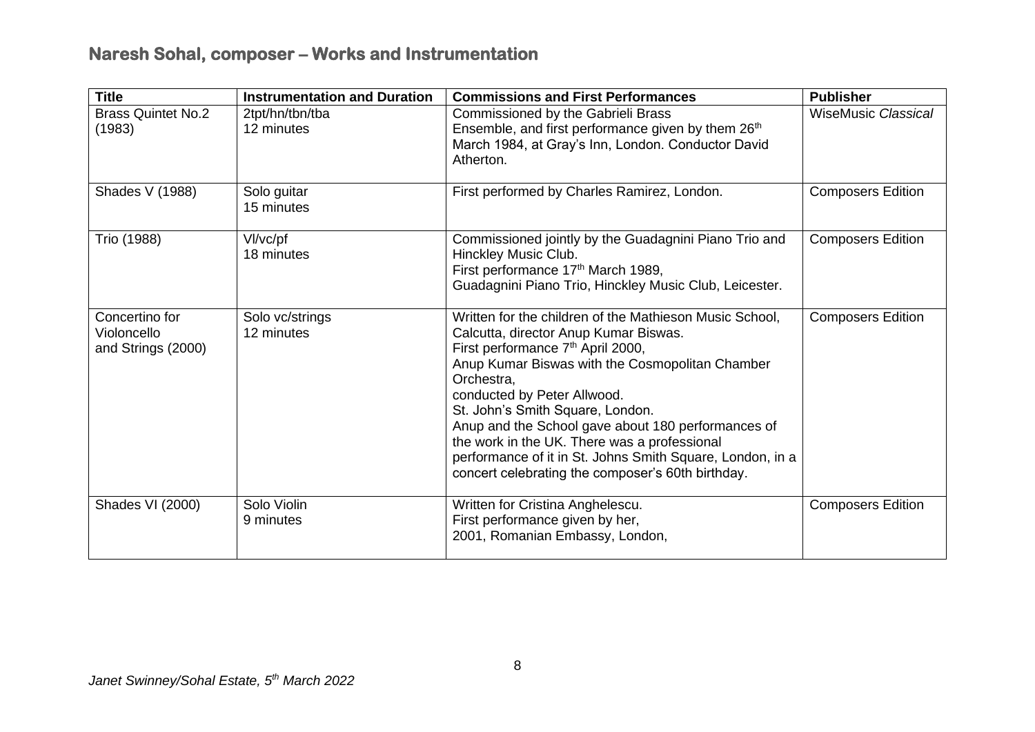## Naresh Sohal, composer – Works and Instrumentation

| Title | Instrumentation and Duration | Commissions and First Performances | Publisher |
|---|---|---|---|
| Brass Quintet No.2 (1983) | 2tpt/hn/tbn/tba<br>12 minutes | Commissioned by the Gabrieli Brass Ensemble, and first performance given by them 26th March 1984, at Gray's Inn, London. Conductor David Atherton. | WiseMusic *Classical* |
| Shades V (1988) | Solo guitar<br>15 minutes | First performed by Charles Ramirez, London. | Composers Edition |
| Trio (1988) | Vl/vc/pf<br>18 minutes | Commissioned jointly by the Guadagnini Piano Trio and Hinckley Music Club.<br>First performance 17th March 1989,<br>Guadagnini Piano Trio, Hinckley Music Club, Leicester. | Composers Edition |
| Concertino for Violoncello and Strings (2000) | Solo vc/strings<br>12 minutes | Written for the children of the Mathieson Music School, Calcutta, director Anup Kumar Biswas.<br>First performance 7th April 2000,<br>Anup Kumar Biswas with the Cosmopolitan Chamber Orchestra,<br>conducted by Peter Allwood.<br>St. John's Smith Square, London.<br>Anup and the School gave about 180 performances of the work in the UK. There was a professional performance of it in St. Johns Smith Square, London, in a concert celebrating the composer's 60th birthday. | Composers Edition |
| Shades VI (2000) | Solo Violin<br>9 minutes | Written for Cristina Anghelescu.<br>First performance given by her,<br>2001, Romanian Embassy, London, | Composers Edition |

*Janet Swinney/Sohal Estate, 5th March 2022*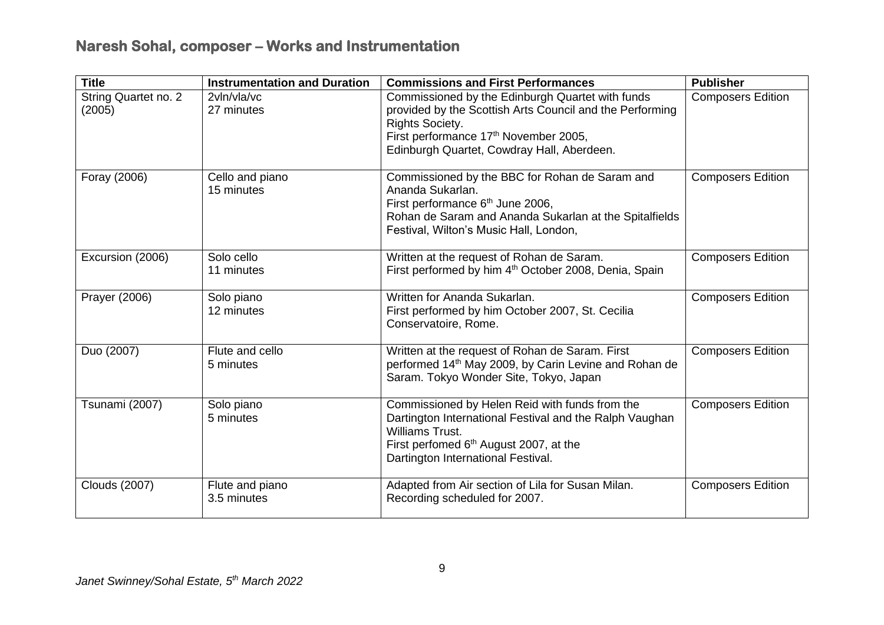## Naresh Sohal, composer – Works and Instrumentation

| Title | Instrumentation and Duration | Commissions and First Performances | Publisher |
|---|---|---|---|
| String Quartet no. 2 (2005) | 2vln/vla/vc<br>27 minutes | Commissioned by the Edinburgh Quartet with funds provided by the Scottish Arts Council and the Performing Rights Society.<br>First performance 17th November 2005,<br>Edinburgh Quartet, Cowdray Hall, Aberdeen. | Composers Edition |
| Foray (2006) | Cello and piano<br>15 minutes | Commissioned by the BBC for Rohan de Saram and Ananda Sukarlan.<br>First performance 6th June 2006,<br>Rohan de Saram and Ananda Sukarlan at the Spitalfields Festival, Wilton's Music Hall, London, | Composers Edition |
| Excursion (2006) | Solo cello<br>11 minutes | Written at the request of Rohan de Saram.<br>First performed by him 4th October 2008, Denia, Spain | Composers Edition |
| Prayer (2006) | Solo piano<br>12 minutes | Written for Ananda Sukarlan.<br>First performed by him October 2007, St. Cecilia Conservatoire, Rome. | Composers Edition |
| Duo (2007) | Flute and cello<br>5 minutes | Written at the request of Rohan de Saram. First performed 14th May 2009, by Carin Levine and Rohan de Saram. Tokyo Wonder Site, Tokyo, Japan | Composers Edition |
| Tsunami (2007) | Solo piano<br>5 minutes | Commissioned by Helen Reid with funds from the Dartington International Festival and the Ralph Vaughan Williams Trust.<br>First perfomed 6th August 2007, at the<br>Dartington International Festival. | Composers Edition |
| Clouds (2007) | Flute and piano<br>3.5 minutes | Adapted from Air section of Lila for Susan Milan.<br>Recording scheduled for 2007. | Composers Edition |

*Janet Swinney/Sohal Estate, 5th March 2022*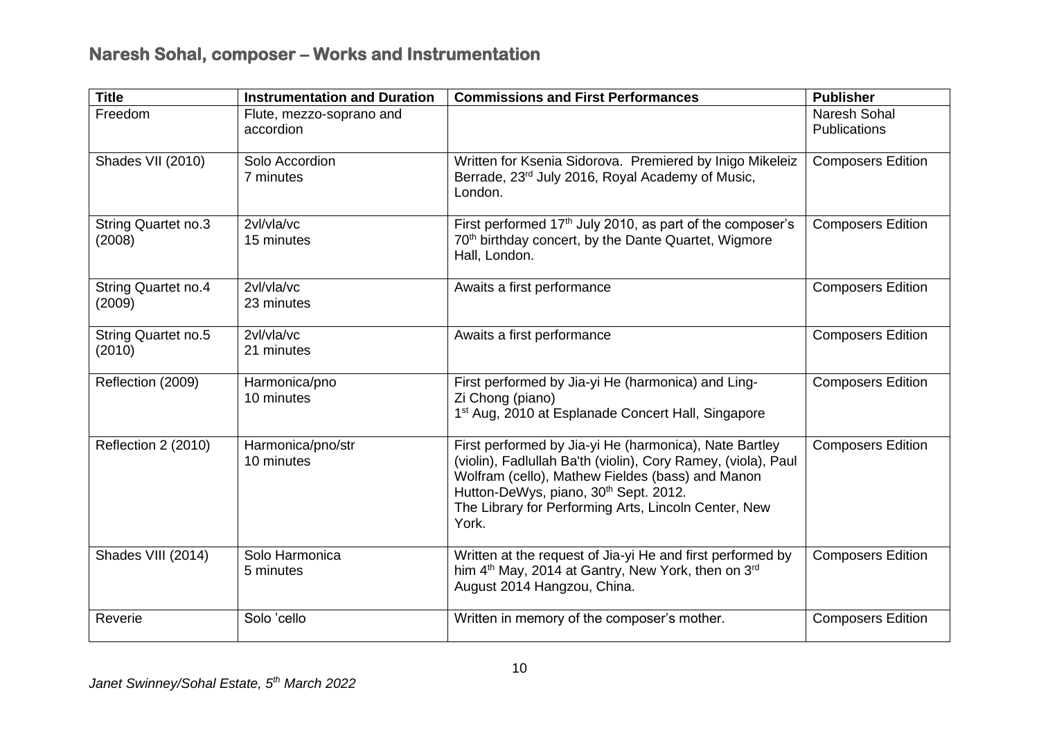## Naresh Sohal, composer – Works and Instrumentation

| Title | Instrumentation and Duration | Commissions and First Performances | Publisher |
| --- | --- | --- | --- |
| Freedom | Flute, mezzo-soprano and accordion | | Naresh Sohal Publications |
| Shades VII (2010) | Solo Accordion<br>7 minutes | Written for Ksenia Sidorova. Premiered by Inigo Mikeleiz Berrade, 23rd July 2016, Royal Academy of Music, London. | Composers Edition |
| String Quartet no.3 (2008) | 2vl/vla/vc<br>15 minutes | First performed 17th July 2010, as part of the composer's 70th birthday concert, by the Dante Quartet, Wigmore Hall, London. | Composers Edition |
| String Quartet no.4 (2009) | 2vl/vla/vc<br>23 minutes | Awaits a first performance | Composers Edition |
| String Quartet no.5 (2010) | 2vl/vla/vc<br>21 minutes | Awaits a first performance | Composers Edition |
| Reflection (2009) | Harmonica/pno<br>10 minutes | First performed by Jia-yi He (harmonica) and Ling-Zi Chong (piano)<br>1st Aug, 2010 at Esplanade Concert Hall, Singapore | Composers Edition |
| Reflection 2 (2010) | Harmonica/pno/str<br>10 minutes | First performed by Jia-yi He (harmonica), Nate Bartley (violin), Fadlullah Ba'th (violin), Cory Ramey, (viola), Paul Wolfram (cello), Mathew Fieldes (bass) and Manon Hutton-DeWys, piano, 30th Sept. 2012.<br>The Library for Performing Arts, Lincoln Center, New York. | Composers Edition |
| Shades VIII (2014) | Solo Harmonica<br>5 minutes | Written at the request of Jia-yi He and first performed by him 4th May, 2014 at Gantry, New York, then on 3rd August 2014 Hangzou, China. | Composers Edition |
| Reverie | Solo 'cello | Written in memory of the composer's mother. | Composers Edition |

*Janet Swinney/Sohal Estate, 5th March 2022*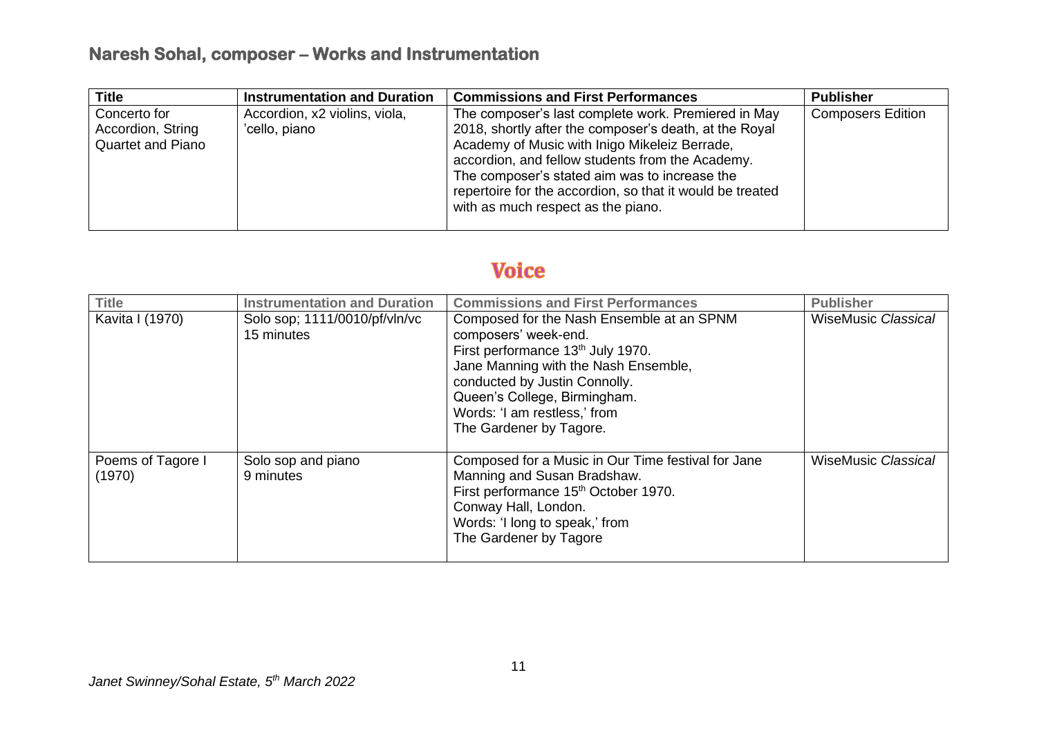## Naresh Sohal, composer – Works and Instrumentation

| Title | Instrumentation and Duration | Commissions and First Performances | Publisher |
|---|---|---|---|
| Concerto for Accordion, String Quartet and Piano | Accordion, x2 violins, viola, 'cello, piano | The composer's last complete work. Premiered in May 2018, shortly after the composer's death, at the Royal Academy of Music with Inigo Mikeleiz Berrade, accordion, and fellow students from the Academy. The composer's stated aim was to increase the repertoire for the accordion, so that it would be treated with as much respect as the piano. | Composers Edition |

# Voice

| Title | Instrumentation and Duration | Commissions and First Performances | Publisher |
|---|---|---|---|
| Kavita I (1970) | Solo sop; 1111/0010/pf/vln/vc<br>15 minutes | Composed for the Nash Ensemble at an SPNM composers' week-end.<br>First performance 13th July 1970.<br>Jane Manning with the Nash Ensemble, conducted by Justin Connolly.<br>Queen's College, Birmingham.<br>Words: 'I am restless,' from The Gardener by Tagore. | WiseMusic *Classical* |
| Poems of Tagore I (1970) | Solo sop and piano<br>9 minutes | Composed for a Music in Our Time festival for Jane Manning and Susan Bradshaw.<br>First performance 15th October 1970.<br>Conway Hall, London.<br>Words: 'I long to speak,' from The Gardener by Tagore | WiseMusic *Classical* |

*Janet Swinney/Sohal Estate, 5th March 2022*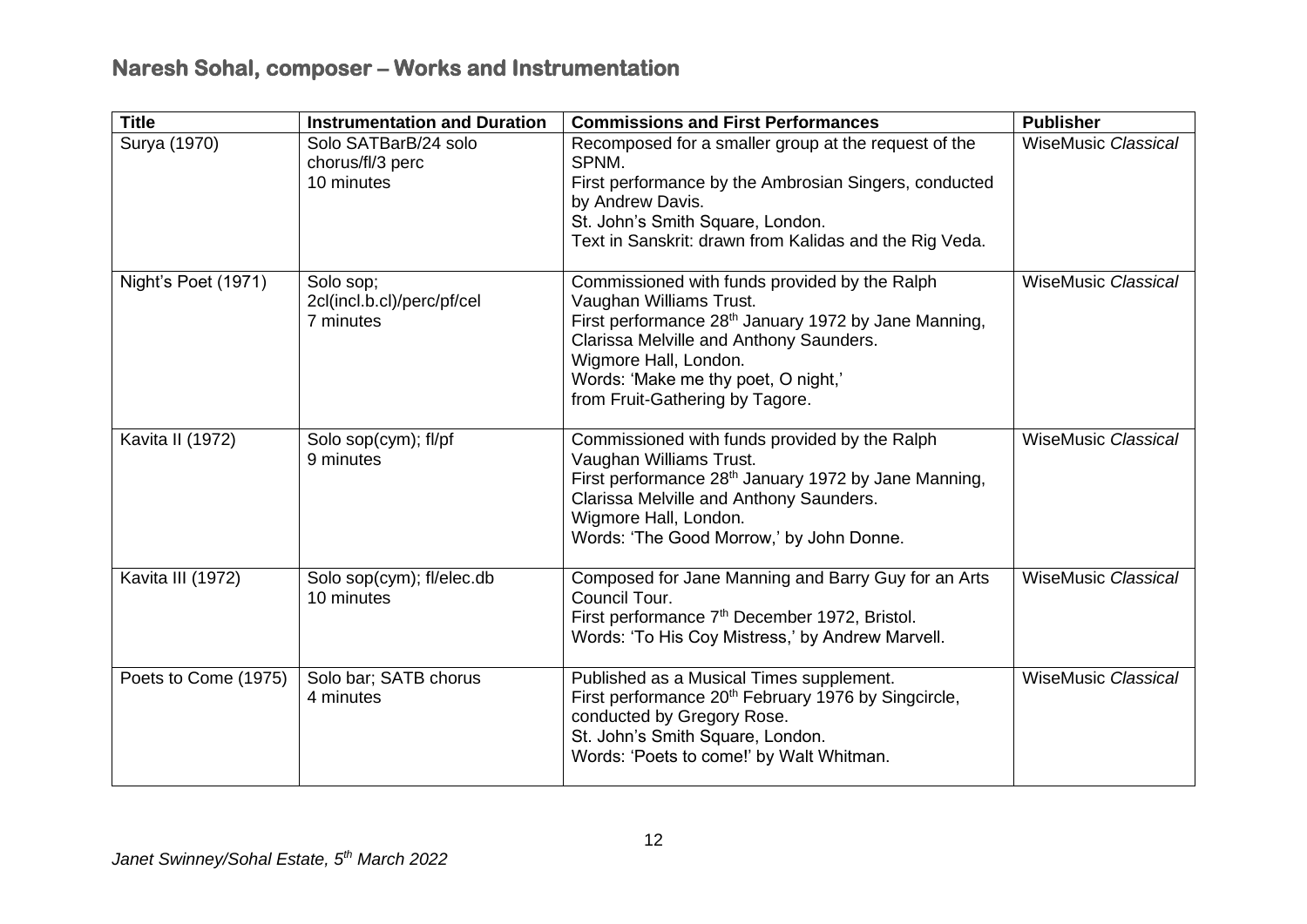## Naresh Sohal, composer – Works and Instrumentation

| Title | Instrumentation and Duration | Commissions and First Performances | Publisher |
|---|---|---|---|
| Surya (1970) | Solo SATBarB/24 solo chorus/fl/3 perc<br>10 minutes | Recomposed for a smaller group at the request of the SPNM.<br>First performance by the Ambrosian Singers, conducted by Andrew Davis.<br>St. John's Smith Square, London.<br>Text in Sanskrit: drawn from Kalidas and the Rig Veda. | WiseMusic *Classical* |
| Night's Poet (1971) | Solo sop;<br>2cl(incl.b.cl)/perc/pf/cel<br>7 minutes | Commissioned with funds provided by the Ralph Vaughan Williams Trust.<br>First performance 28th January 1972 by Jane Manning, Clarissa Melville and Anthony Saunders.<br>Wigmore Hall, London.<br>Words: 'Make me thy poet, O night,' from Fruit-Gathering by Tagore. | WiseMusic *Classical* |
| Kavita II (1972) | Solo sop(cym); fl/pf<br>9 minutes | Commissioned with funds provided by the Ralph Vaughan Williams Trust.<br>First performance 28th January 1972 by Jane Manning, Clarissa Melville and Anthony Saunders.<br>Wigmore Hall, London.<br>Words: 'The Good Morrow,' by John Donne. | WiseMusic *Classical* |
| Kavita III (1972) | Solo sop(cym); fl/elec.db<br>10 minutes | Composed for Jane Manning and Barry Guy for an Arts Council Tour.<br>First performance 7th December 1972, Bristol.<br>Words: 'To His Coy Mistress,' by Andrew Marvell. | WiseMusic *Classical* |
| Poets to Come (1975) | Solo bar; SATB chorus<br>4 minutes | Published as a Musical Times supplement.<br>First performance 20th February 1976 by Singcircle, conducted by Gregory Rose.<br>St. John's Smith Square, London.<br>Words: 'Poets to come!' by Walt Whitman. | WiseMusic *Classical* |

*Janet Swinney/Sohal Estate, 5th March 2022*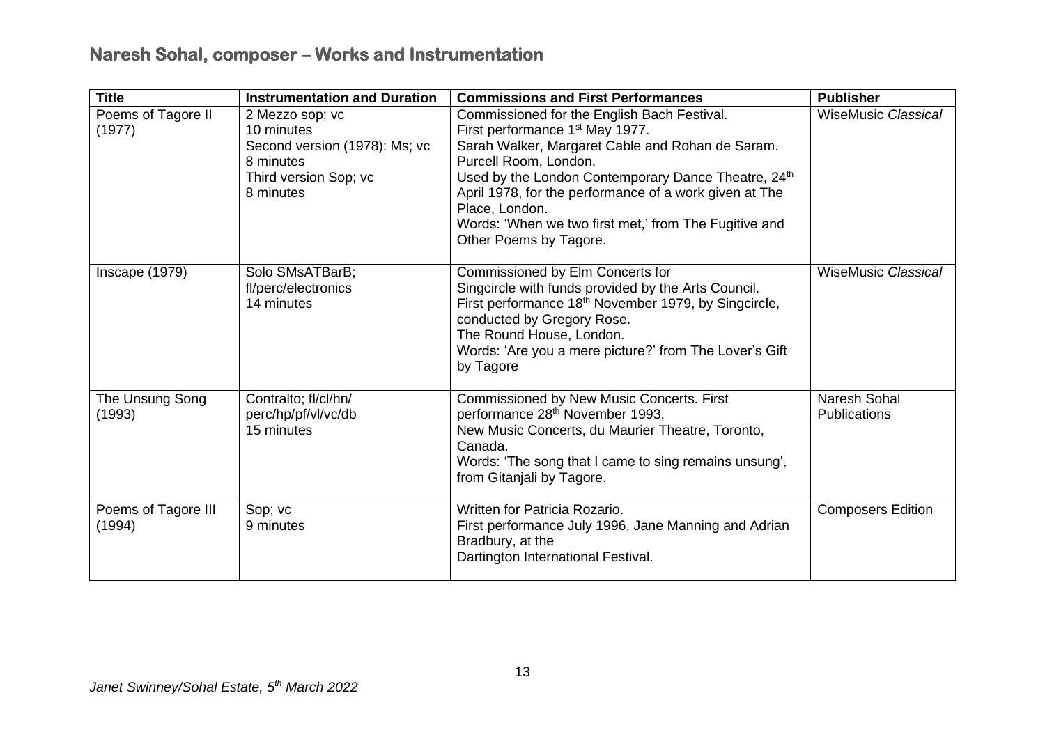## Naresh Sohal, composer – Works and Instrumentation

| Title | Instrumentation and Duration | Commissions and First Performances | Publisher |
|---|---|---|---|
| Poems of Tagore II (1977) | 2 Mezzo sop; vc<br>10 minutes<br>Second version (1978): Ms; vc<br>8 minutes<br>Third version Sop; vc<br>8 minutes | Commissioned for the English Bach Festival.<br>First performance 1st May 1977.<br>Sarah Walker, Margaret Cable and Rohan de Saram.<br>Purcell Room, London.<br>Used by the London Contemporary Dance Theatre, 24th April 1978, for the performance of a work given at The Place, London.<br>Words: 'When we two first met,' from The Fugitive and Other Poems by Tagore. | WiseMusic *Classical* |
| Inscape (1979) | Solo SMsATBarB;<br>fl/perc/electronics<br>14 minutes | Commissioned by Elm Concerts for Singcircle with funds provided by the Arts Council.<br>First performance 18th November 1979, by Singcircle, conducted by Gregory Rose.<br>The Round House, London.<br>Words: 'Are you a mere picture?' from The Lover's Gift by Tagore | WiseMusic *Classical* |
| The Unsung Song (1993) | Contralto; fl/cl/hn/<br>perc/hp/pf/vl/vc/db<br>15 minutes | Commissioned by New Music Concerts. First performance 28th November 1993,<br>New Music Concerts, du Maurier Theatre, Toronto, Canada.<br>Words: 'The song that I came to sing remains unsung', from Gitanjali by Tagore. | Naresh Sohal Publications |
| Poems of Tagore III (1994) | Sop; vc<br>9 minutes | Written for Patricia Rozario.<br>First performance July 1996, Jane Manning and Adrian Bradbury, at the<br>Dartington International Festival. | Composers Edition |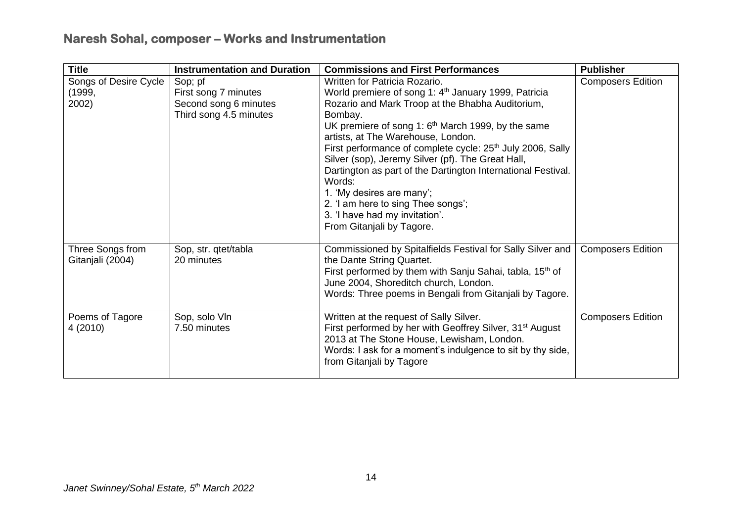## Naresh Sohal, composer – Works and Instrumentation

| Title | Instrumentation and Duration | Commissions and First Performances | Publisher |
| --- | --- | --- | --- |
| Songs of Desire Cycle (1999, 2002) | Sop; pf<br>First song 7 minutes<br>Second song 6 minutes<br>Third song 4.5 minutes | Written for Patricia Rozario.<br>World premiere of song 1: 4th January 1999, Patricia Rozario and Mark Troop at the Bhabha Auditorium, Bombay.<br>UK premiere of song 1: 6th March 1999, by the same artists, at The Warehouse, London.<br>First performance of complete cycle: 25th July 2006, Sally Silver (sop), Jeremy Silver (pf). The Great Hall, Dartington as part of the Dartington International Festival.<br>Words:<br>1. 'My desires are many';<br>2. 'I am here to sing Thee songs';<br>3. 'I have had my invitation'.<br>From Gitanjali by Tagore. | Composers Edition |
| Three Songs from Gitanjali (2004) | Sop, str. qtet/tabla<br>20 minutes | Commissioned by Spitalfields Festival for Sally Silver and the Dante String Quartet.<br>First performed by them with Sanju Sahai, tabla, 15th of June 2004, Shoreditch church, London.<br>Words: Three poems in Bengali from Gitanjali by Tagore. | Composers Edition |
| Poems of Tagore 4 (2010) | Sop, solo Vln<br>7.50 minutes | Written at the request of Sally Silver.<br>First performed by her with Geoffrey Silver, 31st August 2013 at The Stone House, Lewisham, London.<br>Words: I ask for a moment's indulgence to sit by thy side, from Gitanjali by Tagore | Composers Edition |

*Janet Swinney/Sohal Estate, 5th March 2022*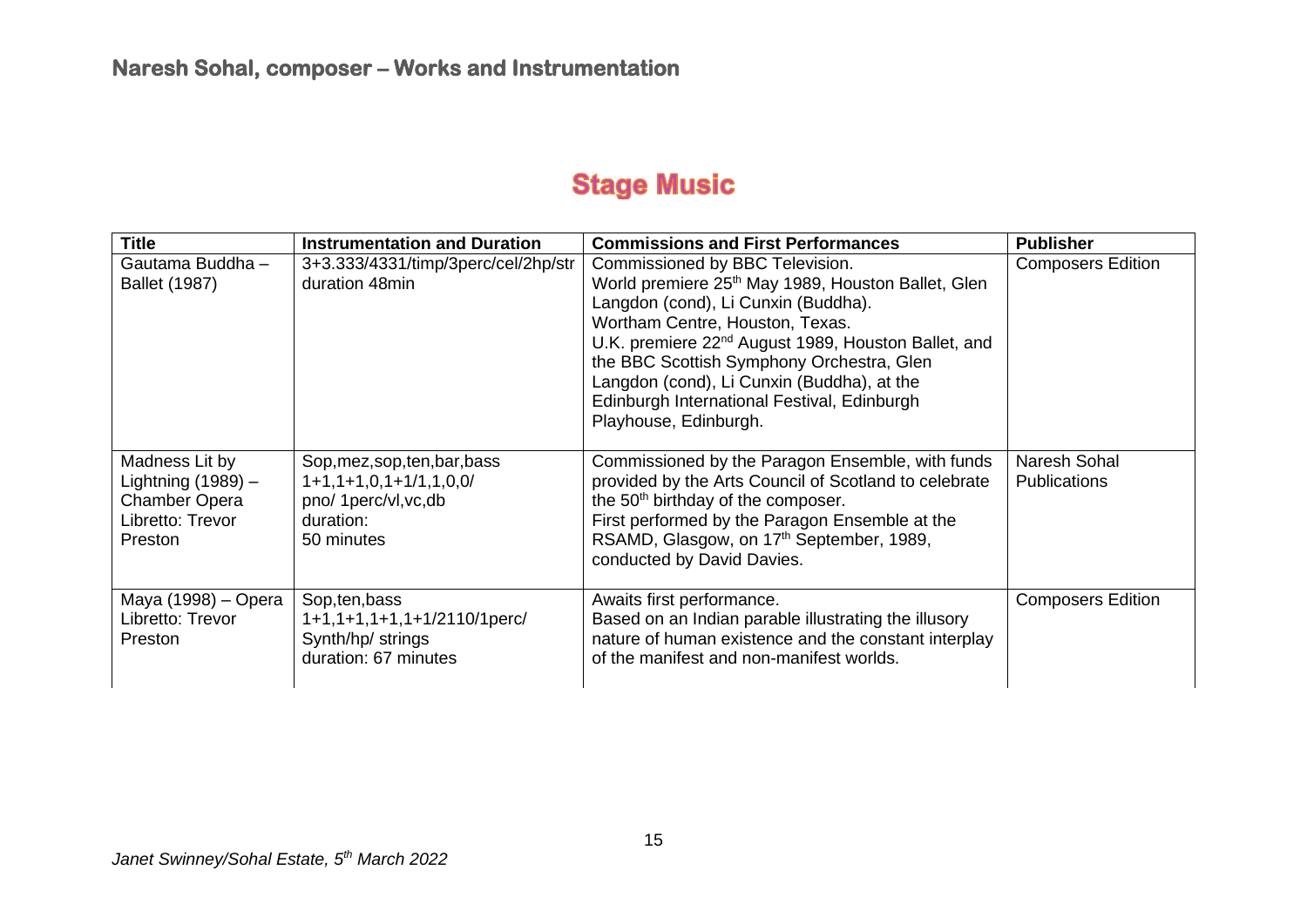## Stage Music

| Title | Instrumentation and Duration | Commissions and First Performances | Publisher |
|---|---|---|---|
| Gautama Buddha – Ballet (1987) | 3+3.333/4331/timp/3perc/cel/2hp/str duration 48min | Commissioned by BBC Television. World premiere 25th May 1989, Houston Ballet, Glen Langdon (cond), Li Cunxin (Buddha). Wortham Centre, Houston, Texas. U.K. premiere 22nd August 1989, Houston Ballet, and the BBC Scottish Symphony Orchestra, Glen Langdon (cond), Li Cunxin (Buddha), at the Edinburgh International Festival, Edinburgh Playhouse, Edinburgh. | Composers Edition |
| Madness Lit by Lightning (1989) – Chamber Opera Libretto: Trevor Preston | Sop,mez,sop,ten,bar,bass 1+1,1+1,0,1+1/1,1,0,0/ pno/ 1perc/vl,vc,db duration: 50 minutes | Commissioned by the Paragon Ensemble, with funds provided by the Arts Council of Scotland to celebrate the 50th birthday of the composer. First performed by the Paragon Ensemble at the RSAMD, Glasgow, on 17th September, 1989, conducted by David Davies. | Naresh Sohal Publications |
| Maya (1998) – Opera Libretto: Trevor Preston | Sop,ten,bass 1+1,1+1,1+1,1+1/2110/1perc/ Synth/hp/ strings duration: 67 minutes | Awaits first performance. Based on an Indian parable illustrating the illusory nature of human existence and the constant interplay of the manifest and non-manifest worlds. | Composers Edition |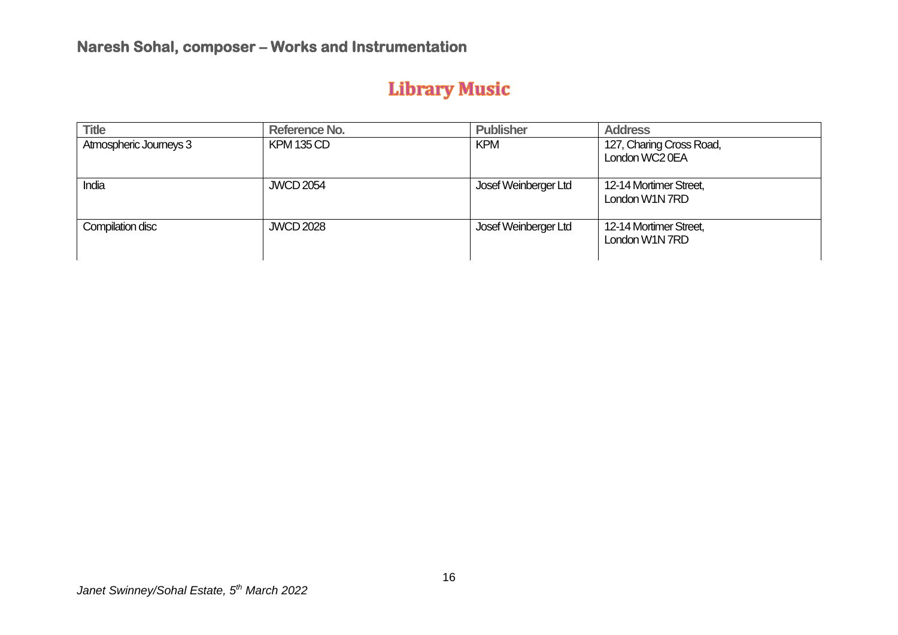## Library Music

| Title | Reference No. | Publisher | Address |
| --- | --- | --- | --- |
| Atmospheric Journeys 3 | KPM 135 CD | KPM | 127, Charing Cross Road, London WC2 0EA |
| India | JWCD 2054 | Josef Weinberger Ltd | 12-14 Mortimer Street, London W1N 7RD |
| Compilation disc | JWCD 2028 | Josef Weinberger Ltd | 12-14 Mortimer Street, London W1N 7RD |